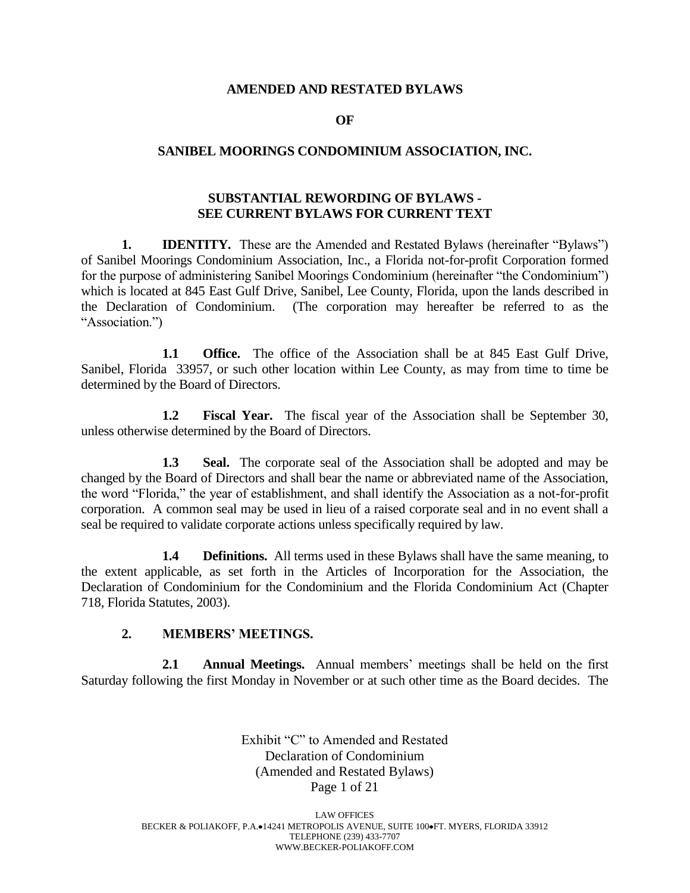# AMENDED AND RESTATED BYLAWS

# OF

# SANIBEL MOORINGS CONDOMINIUM ASSOCIATION, INC.

## SUBSTANTIAL REWORDING OF BYLAWS - SEE CURRENT BYLAWS FOR CURRENT TEXT

**1. IDENTITY.** These are the Amended and Restated Bylaws (hereinafter "Bylaws") of Sanibel Moorings Condominium Association, Inc., a Florida not-for-profit Corporation formed for the purpose of administering Sanibel Moorings Condominium (hereinafter "the Condominium") which is located at 845 East Gulf Drive, Sanibel, Lee County, Florida, upon the lands described in the Declaration of Condominium. (The corporation may hereafter be referred to as the "Association.")

**1.1 Office.** The office of the Association shall be at 845 East Gulf Drive, Sanibel, Florida 33957, or such other location within Lee County, as may from time to time be determined by the Board of Directors.

**1.2 Fiscal Year.** The fiscal year of the Association shall be September 30, unless otherwise determined by the Board of Directors.

**1.3 Seal.** The corporate seal of the Association shall be adopted and may be changed by the Board of Directors and shall bear the name or abbreviated name of the Association, the word "Florida," the year of establishment, and shall identify the Association as a not-for-profit corporation. A common seal may be used in lieu of a raised corporate seal and in no event shall a seal be required to validate corporate actions unless specifically required by law.

**1.4 Definitions.** All terms used in these Bylaws shall have the same meaning, to the extent applicable, as set forth in the Articles of Incorporation for the Association, the Declaration of Condominium for the Condominium and the Florida Condominium Act (Chapter 718, Florida Statutes, 2003).

**2. MEMBERS' MEETINGS.**

**2.1 Annual Meetings.** Annual members' meetings shall be held on the first Saturday following the first Monday in November or at such other time as the Board decides. The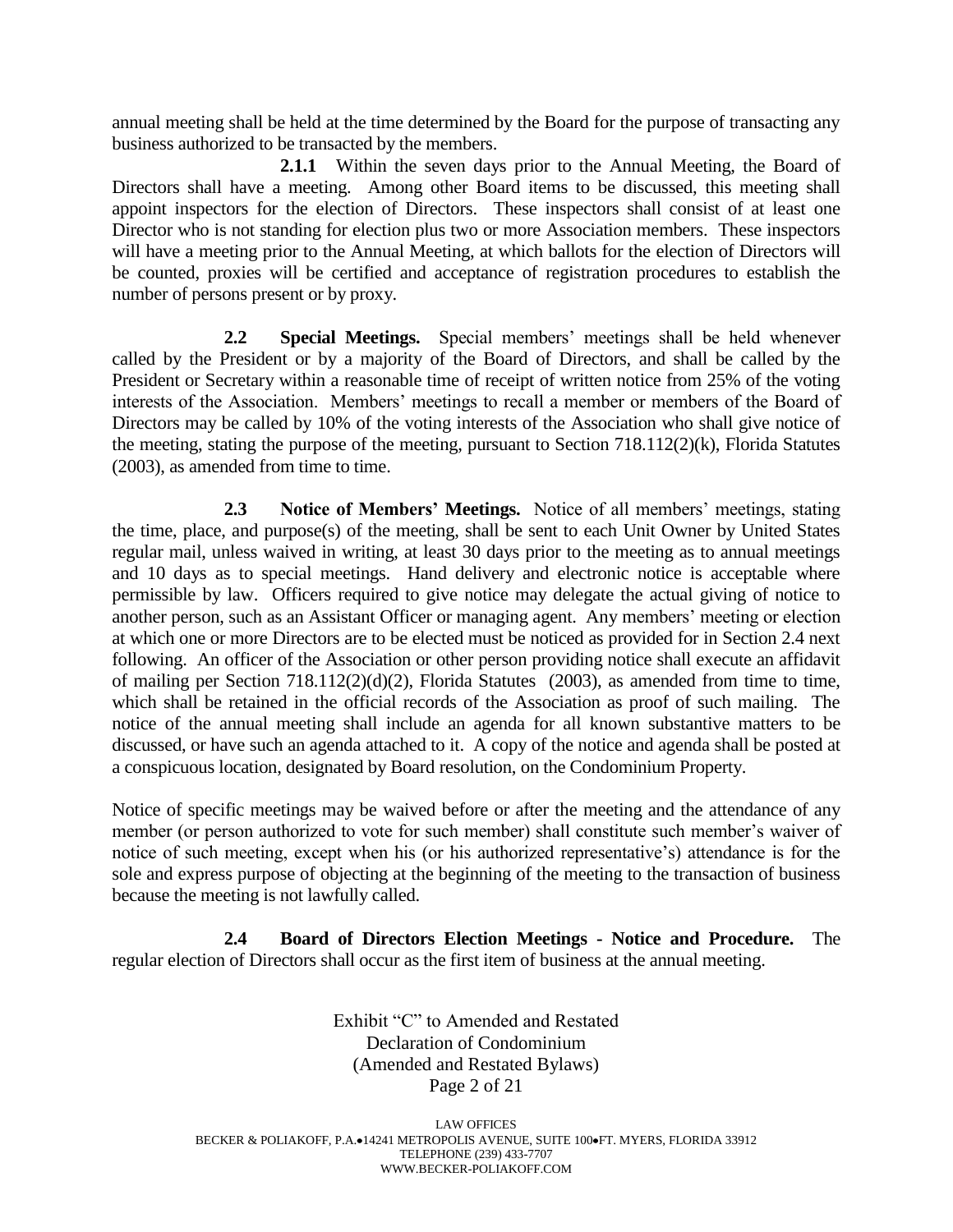annual meeting shall be held at the time determined by the Board for the purpose of transacting any business authorized to be transacted by the members.

**2.1.1** Within the seven days prior to the Annual Meeting, the Board of Directors shall have a meeting. Among other Board items to be discussed, this meeting shall appoint inspectors for the election of Directors. These inspectors shall consist of at least one Director who is not standing for election plus two or more Association members. These inspectors will have a meeting prior to the Annual Meeting, at which ballots for the election of Directors will be counted, proxies will be certified and acceptance of registration procedures to establish the number of persons present or by proxy.

**2.2 Special Meetings.** Special members' meetings shall be held whenever called by the President or by a majority of the Board of Directors, and shall be called by the President or Secretary within a reasonable time of receipt of written notice from 25% of the voting interests of the Association. Members' meetings to recall a member or members of the Board of Directors may be called by 10% of the voting interests of the Association who shall give notice of the meeting, stating the purpose of the meeting, pursuant to Section 718.112(2)(k), Florida Statutes (2003), as amended from time to time.

**2.3 Notice of Members' Meetings.** Notice of all members' meetings, stating the time, place, and purpose(s) of the meeting, shall be sent to each Unit Owner by United States regular mail, unless waived in writing, at least 30 days prior to the meeting as to annual meetings and 10 days as to special meetings. Hand delivery and electronic notice is acceptable where permissible by law. Officers required to give notice may delegate the actual giving of notice to another person, such as an Assistant Officer or managing agent. Any members' meeting or election at which one or more Directors are to be elected must be noticed as provided for in Section 2.4 next following. An officer of the Association or other person providing notice shall execute an affidavit of mailing per Section 718.112(2)(d)(2), Florida Statutes (2003), as amended from time to time, which shall be retained in the official records of the Association as proof of such mailing. The notice of the annual meeting shall include an agenda for all known substantive matters to be discussed, or have such an agenda attached to it. A copy of the notice and agenda shall be posted at a conspicuous location, designated by Board resolution, on the Condominium Property.

Notice of specific meetings may be waived before or after the meeting and the attendance of any member (or person authorized to vote for such member) shall constitute such member's waiver of notice of such meeting, except when his (or his authorized representative's) attendance is for the sole and express purpose of objecting at the beginning of the meeting to the transaction of business because the meeting is not lawfully called.

**2.4 Board of Directors Election Meetings - Notice and Procedure.** The regular election of Directors shall occur as the first item of business at the annual meeting.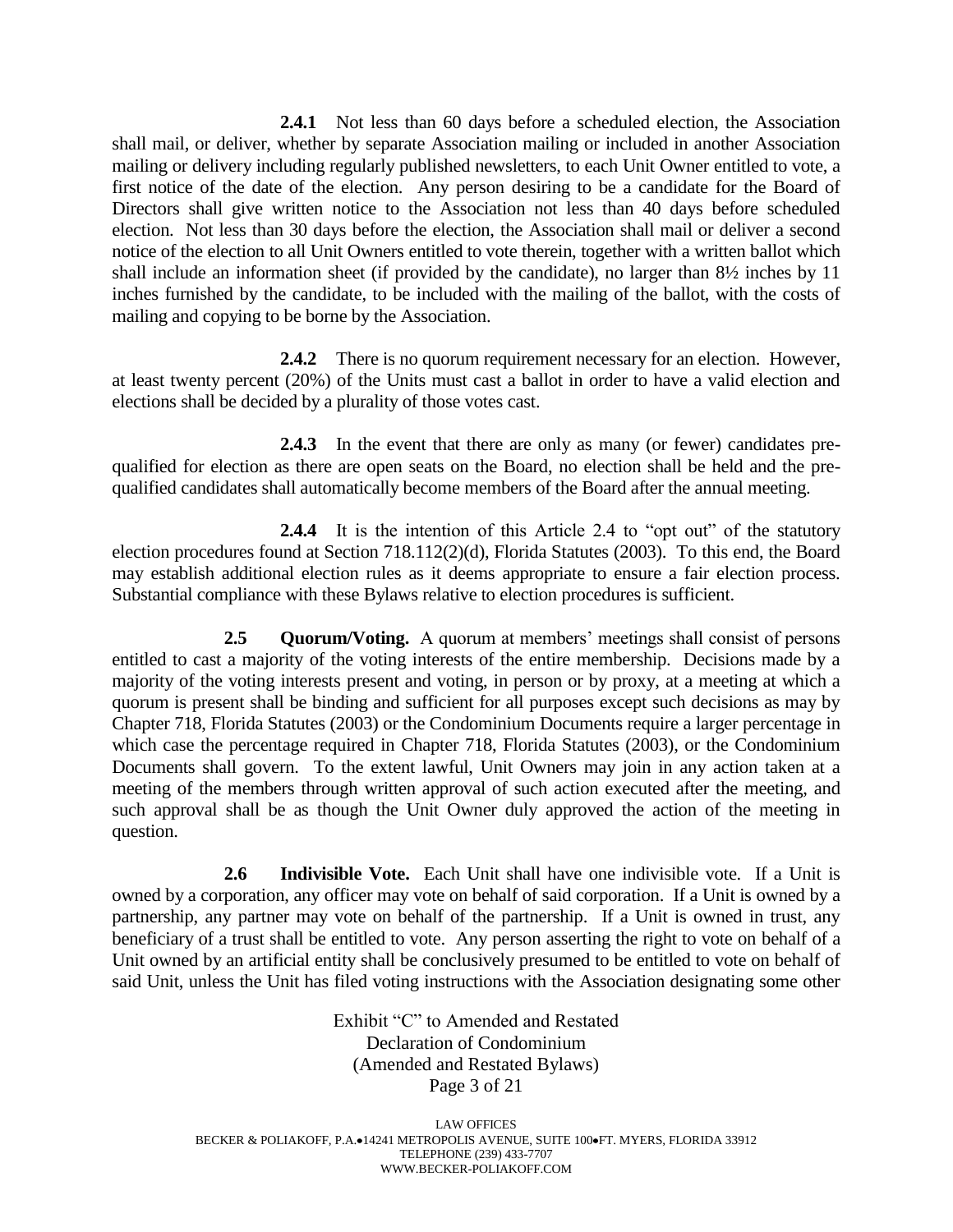**2.4.1** Not less than 60 days before a scheduled election, the Association shall mail, or deliver, whether by separate Association mailing or included in another Association mailing or delivery including regularly published newsletters, to each Unit Owner entitled to vote, a first notice of the date of the election. Any person desiring to be a candidate for the Board of Directors shall give written notice to the Association not less than 40 days before scheduled election. Not less than 30 days before the election, the Association shall mail or deliver a second notice of the election to all Unit Owners entitled to vote therein, together with a written ballot which shall include an information sheet (if provided by the candidate), no larger than 8½ inches by 11 inches furnished by the candidate, to be included with the mailing of the ballot, with the costs of mailing and copying to be borne by the Association.

**2.4.2** There is no quorum requirement necessary for an election. However, at least twenty percent (20%) of the Units must cast a ballot in order to have a valid election and elections shall be decided by a plurality of those votes cast.

**2.4.3** In the event that there are only as many (or fewer) candidates pre-qualified for election as there are open seats on the Board, no election shall be held and the pre-qualified candidates shall automatically become members of the Board after the annual meeting.

**2.4.4** It is the intention of this Article 2.4 to "opt out" of the statutory election procedures found at Section 718.112(2)(d), Florida Statutes (2003). To this end, the Board may establish additional election rules as it deems appropriate to ensure a fair election process. Substantial compliance with these Bylaws relative to election procedures is sufficient.

**2.5 Quorum/Voting.** A quorum at members' meetings shall consist of persons entitled to cast a majority of the voting interests of the entire membership. Decisions made by a majority of the voting interests present and voting, in person or by proxy, at a meeting at which a quorum is present shall be binding and sufficient for all purposes except such decisions as may by Chapter 718, Florida Statutes (2003) or the Condominium Documents require a larger percentage in which case the percentage required in Chapter 718, Florida Statutes (2003), or the Condominium Documents shall govern. To the extent lawful, Unit Owners may join in any action taken at a meeting of the members through written approval of such action executed after the meeting, and such approval shall be as though the Unit Owner duly approved the action of the meeting in question.

**2.6 Indivisible Vote.** Each Unit shall have one indivisible vote. If a Unit is owned by a corporation, any officer may vote on behalf of said corporation. If a Unit is owned by a partnership, any partner may vote on behalf of the partnership. If a Unit is owned in trust, any beneficiary of a trust shall be entitled to vote. Any person asserting the right to vote on behalf of a Unit owned by an artificial entity shall be conclusively presumed to be entitled to vote on behalf of said Unit, unless the Unit has filed voting instructions with the Association designating some other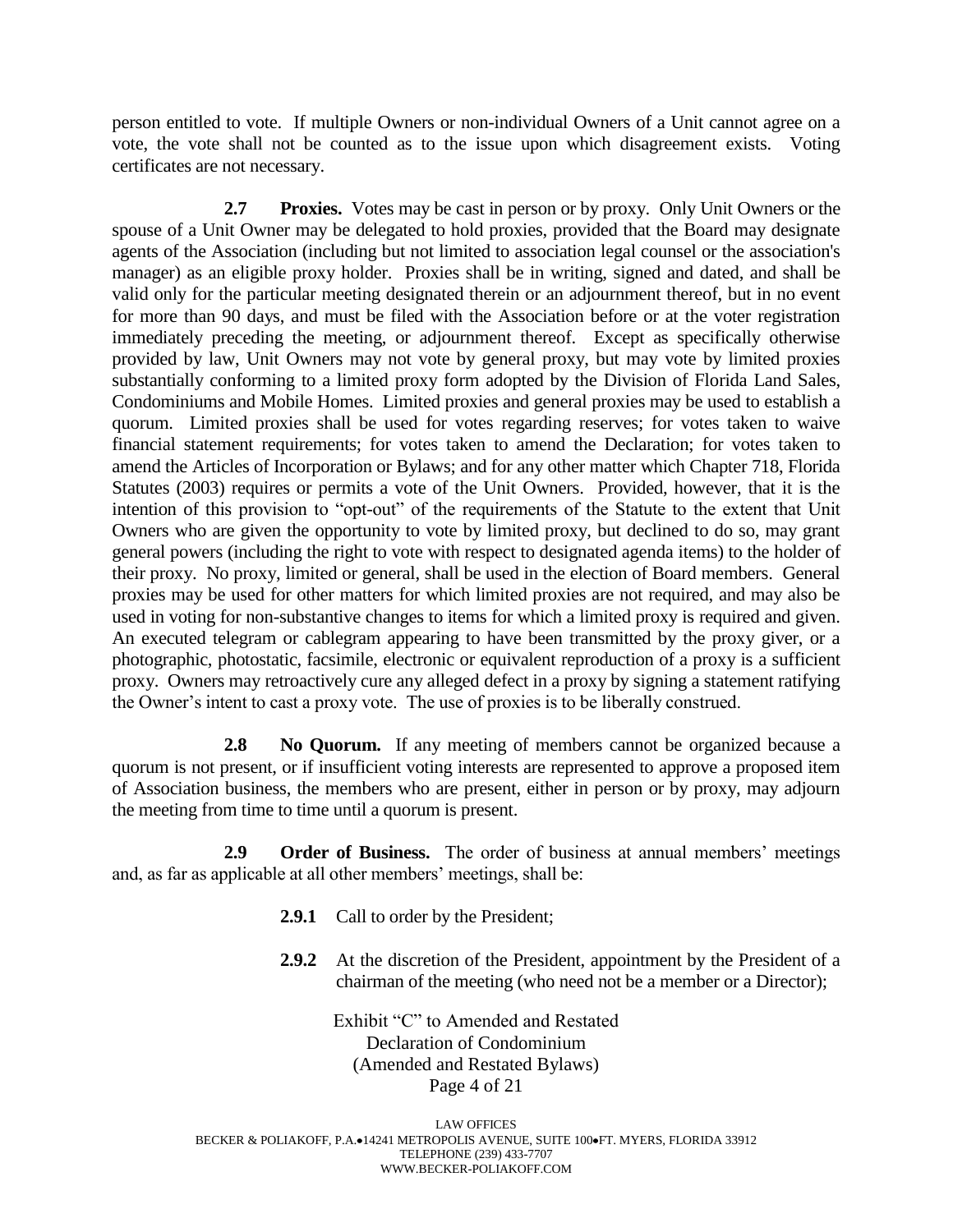person entitled to vote. If multiple Owners or non-individual Owners of a Unit cannot agree on a vote, the vote shall not be counted as to the issue upon which disagreement exists. Voting certificates are not necessary.

**2.7 Proxies.** Votes may be cast in person or by proxy. Only Unit Owners or the spouse of a Unit Owner may be delegated to hold proxies, provided that the Board may designate agents of the Association (including but not limited to association legal counsel or the association's manager) as an eligible proxy holder. Proxies shall be in writing, signed and dated, and shall be valid only for the particular meeting designated therein or an adjournment thereof, but in no event for more than 90 days, and must be filed with the Association before or at the voter registration immediately preceding the meeting, or adjournment thereof. Except as specifically otherwise provided by law, Unit Owners may not vote by general proxy, but may vote by limited proxies substantially conforming to a limited proxy form adopted by the Division of Florida Land Sales, Condominiums and Mobile Homes. Limited proxies and general proxies may be used to establish a quorum. Limited proxies shall be used for votes regarding reserves; for votes taken to waive financial statement requirements; for votes taken to amend the Declaration; for votes taken to amend the Articles of Incorporation or Bylaws; and for any other matter which Chapter 718, Florida Statutes (2003) requires or permits a vote of the Unit Owners. Provided, however, that it is the intention of this provision to "opt-out" of the requirements of the Statute to the extent that Unit Owners who are given the opportunity to vote by limited proxy, but declined to do so, may grant general powers (including the right to vote with respect to designated agenda items) to the holder of their proxy. No proxy, limited or general, shall be used in the election of Board members. General proxies may be used for other matters for which limited proxies are not required, and may also be used in voting for non-substantive changes to items for which a limited proxy is required and given. An executed telegram or cablegram appearing to have been transmitted by the proxy giver, or a photographic, photostatic, facsimile, electronic or equivalent reproduction of a proxy is a sufficient proxy. Owners may retroactively cure any alleged defect in a proxy by signing a statement ratifying the Owner's intent to cast a proxy vote. The use of proxies is to be liberally construed.

**2.8 No Quorum.** If any meeting of members cannot be organized because a quorum is not present, or if insufficient voting interests are represented to approve a proposed item of Association business, the members who are present, either in person or by proxy, may adjourn the meeting from time to time until a quorum is present.

**2.9 Order of Business.** The order of business at annual members' meetings and, as far as applicable at all other members' meetings, shall be:

**2.9.1** Call to order by the President;

**2.9.2** At the discretion of the President, appointment by the President of a chairman of the meeting (who need not be a member or a Director);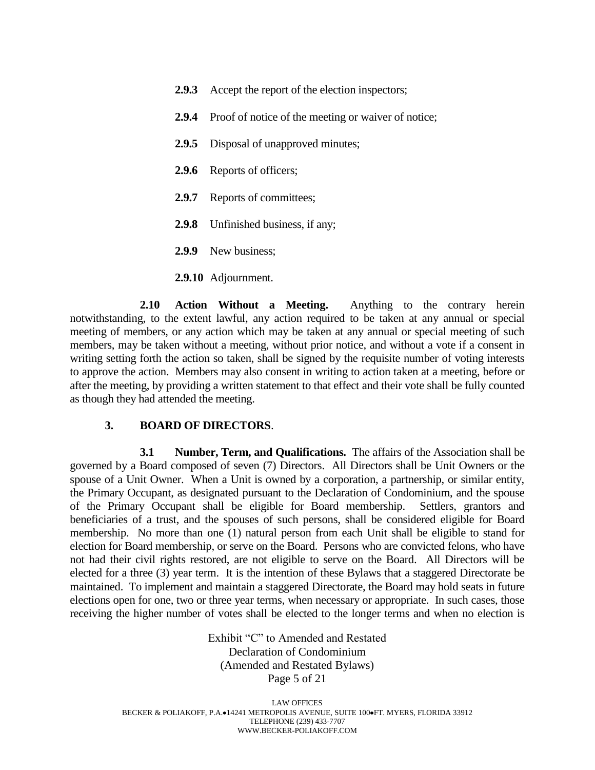**2.9.3** Accept the report of the election inspectors;

**2.9.4** Proof of notice of the meeting or waiver of notice;

**2.9.5** Disposal of unapproved minutes;

**2.9.6** Reports of officers;

**2.9.7** Reports of committees;

**2.9.8** Unfinished business, if any;

**2.9.9** New business;

**2.9.10** Adjournment.

**2.10 Action Without a Meeting.** Anything to the contrary herein notwithstanding, to the extent lawful, any action required to be taken at any annual or special meeting of members, or any action which may be taken at any annual or special meeting of such members, may be taken without a meeting, without prior notice, and without a vote if a consent in writing setting forth the action so taken, shall be signed by the requisite number of voting interests to approve the action. Members may also consent in writing to action taken at a meeting, before or after the meeting, by providing a written statement to that effect and their vote shall be fully counted as though they had attended the meeting.

## 3. BOARD OF DIRECTORS.

**3.1 Number, Term, and Qualifications.** The affairs of the Association shall be governed by a Board composed of seven (7) Directors. All Directors shall be Unit Owners or the spouse of a Unit Owner. When a Unit is owned by a corporation, a partnership, or similar entity, the Primary Occupant, as designated pursuant to the Declaration of Condominium, and the spouse of the Primary Occupant shall be eligible for Board membership. Settlers, grantors and beneficiaries of a trust, and the spouses of such persons, shall be considered eligible for Board membership. No more than one (1) natural person from each Unit shall be eligible to stand for election for Board membership, or serve on the Board. Persons who are convicted felons, who have not had their civil rights restored, are not eligible to serve on the Board. All Directors will be elected for a three (3) year term. It is the intention of these Bylaws that a staggered Directorate be maintained. To implement and maintain a staggered Directorate, the Board may hold seats in future elections open for one, two or three year terms, when necessary or appropriate. In such cases, those receiving the higher number of votes shall be elected to the longer terms and when no election is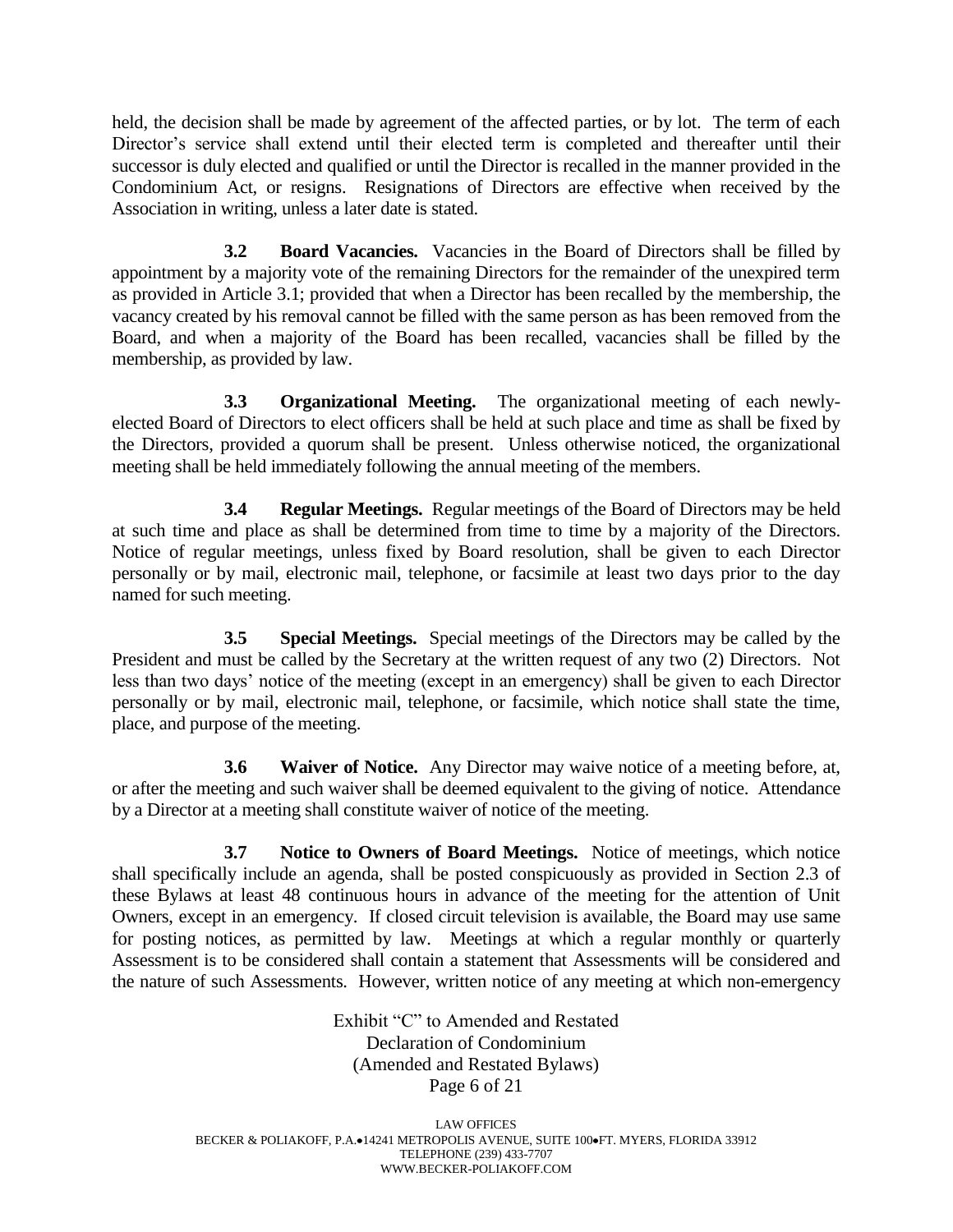held, the decision shall be made by agreement of the affected parties, or by lot. The term of each Director's service shall extend until their elected term is completed and thereafter until their successor is duly elected and qualified or until the Director is recalled in the manner provided in the Condominium Act, or resigns. Resignations of Directors are effective when received by the Association in writing, unless a later date is stated.

**3.2 Board Vacancies.** Vacancies in the Board of Directors shall be filled by appointment by a majority vote of the remaining Directors for the remainder of the unexpired term as provided in Article 3.1; provided that when a Director has been recalled by the membership, the vacancy created by his removal cannot be filled with the same person as has been removed from the Board, and when a majority of the Board has been recalled, vacancies shall be filled by the membership, as provided by law.

**3.3 Organizational Meeting.** The organizational meeting of each newly-elected Board of Directors to elect officers shall be held at such place and time as shall be fixed by the Directors, provided a quorum shall be present. Unless otherwise noticed, the organizational meeting shall be held immediately following the annual meeting of the members.

**3.4 Regular Meetings.** Regular meetings of the Board of Directors may be held at such time and place as shall be determined from time to time by a majority of the Directors. Notice of regular meetings, unless fixed by Board resolution, shall be given to each Director personally or by mail, electronic mail, telephone, or facsimile at least two days prior to the day named for such meeting.

**3.5 Special Meetings.** Special meetings of the Directors may be called by the President and must be called by the Secretary at the written request of any two (2) Directors. Not less than two days' notice of the meeting (except in an emergency) shall be given to each Director personally or by mail, electronic mail, telephone, or facsimile, which notice shall state the time, place, and purpose of the meeting.

**3.6 Waiver of Notice.** Any Director may waive notice of a meeting before, at, or after the meeting and such waiver shall be deemed equivalent to the giving of notice. Attendance by a Director at a meeting shall constitute waiver of notice of the meeting.

**3.7 Notice to Owners of Board Meetings.** Notice of meetings, which notice shall specifically include an agenda, shall be posted conspicuously as provided in Section 2.3 of these Bylaws at least 48 continuous hours in advance of the meeting for the attention of Unit Owners, except in an emergency. If closed circuit television is available, the Board may use same for posting notices, as permitted by law. Meetings at which a regular monthly or quarterly Assessment is to be considered shall contain a statement that Assessments will be considered and the nature of such Assessments. However, written notice of any meeting at which non-emergency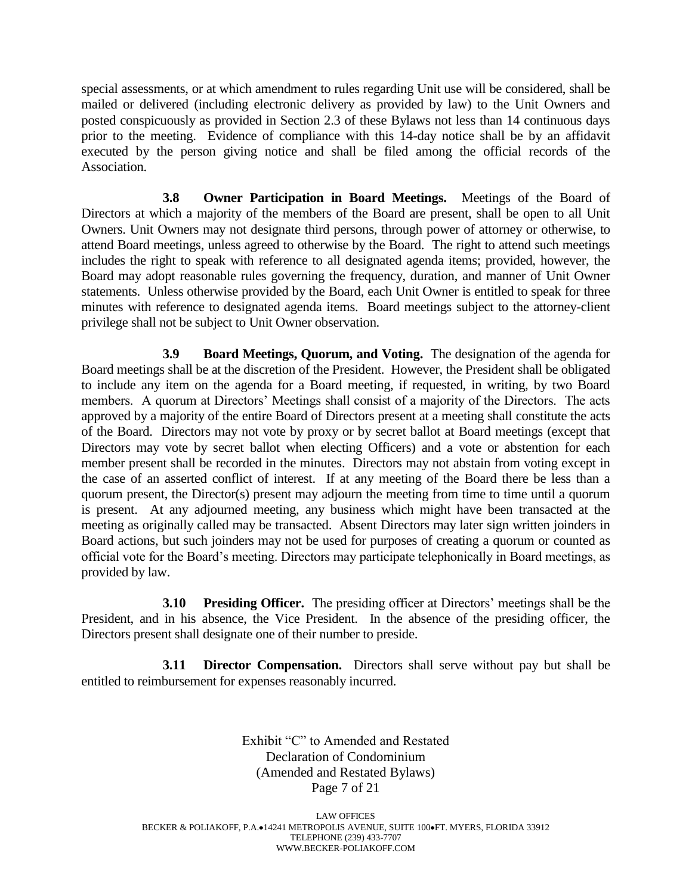special assessments, or at which amendment to rules regarding Unit use will be considered, shall be mailed or delivered (including electronic delivery as provided by law) to the Unit Owners and posted conspicuously as provided in Section 2.3 of these Bylaws not less than 14 continuous days prior to the meeting. Evidence of compliance with this 14-day notice shall be by an affidavit executed by the person giving notice and shall be filed among the official records of the Association.

**3.8 Owner Participation in Board Meetings.** Meetings of the Board of Directors at which a majority of the members of the Board are present, shall be open to all Unit Owners. Unit Owners may not designate third persons, through power of attorney or otherwise, to attend Board meetings, unless agreed to otherwise by the Board. The right to attend such meetings includes the right to speak with reference to all designated agenda items; provided, however, the Board may adopt reasonable rules governing the frequency, duration, and manner of Unit Owner statements. Unless otherwise provided by the Board, each Unit Owner is entitled to speak for three minutes with reference to designated agenda items. Board meetings subject to the attorney-client privilege shall not be subject to Unit Owner observation.

**3.9 Board Meetings, Quorum, and Voting.** The designation of the agenda for Board meetings shall be at the discretion of the President. However, the President shall be obligated to include any item on the agenda for a Board meeting, if requested, in writing, by two Board members. A quorum at Directors' Meetings shall consist of a majority of the Directors. The acts approved by a majority of the entire Board of Directors present at a meeting shall constitute the acts of the Board. Directors may not vote by proxy or by secret ballot at Board meetings (except that Directors may vote by secret ballot when electing Officers) and a vote or abstention for each member present shall be recorded in the minutes. Directors may not abstain from voting except in the case of an asserted conflict of interest. If at any meeting of the Board there be less than a quorum present, the Director(s) present may adjourn the meeting from time to time until a quorum is present. At any adjourned meeting, any business which might have been transacted at the meeting as originally called may be transacted. Absent Directors may later sign written joinders in Board actions, but such joinders may not be used for purposes of creating a quorum or counted as official vote for the Board's meeting. Directors may participate telephonically in Board meetings, as provided by law.

**3.10 Presiding Officer.** The presiding officer at Directors' meetings shall be the President, and in his absence, the Vice President. In the absence of the presiding officer, the Directors present shall designate one of their number to preside.

**3.11 Director Compensation.** Directors shall serve without pay but shall be entitled to reimbursement for expenses reasonably incurred.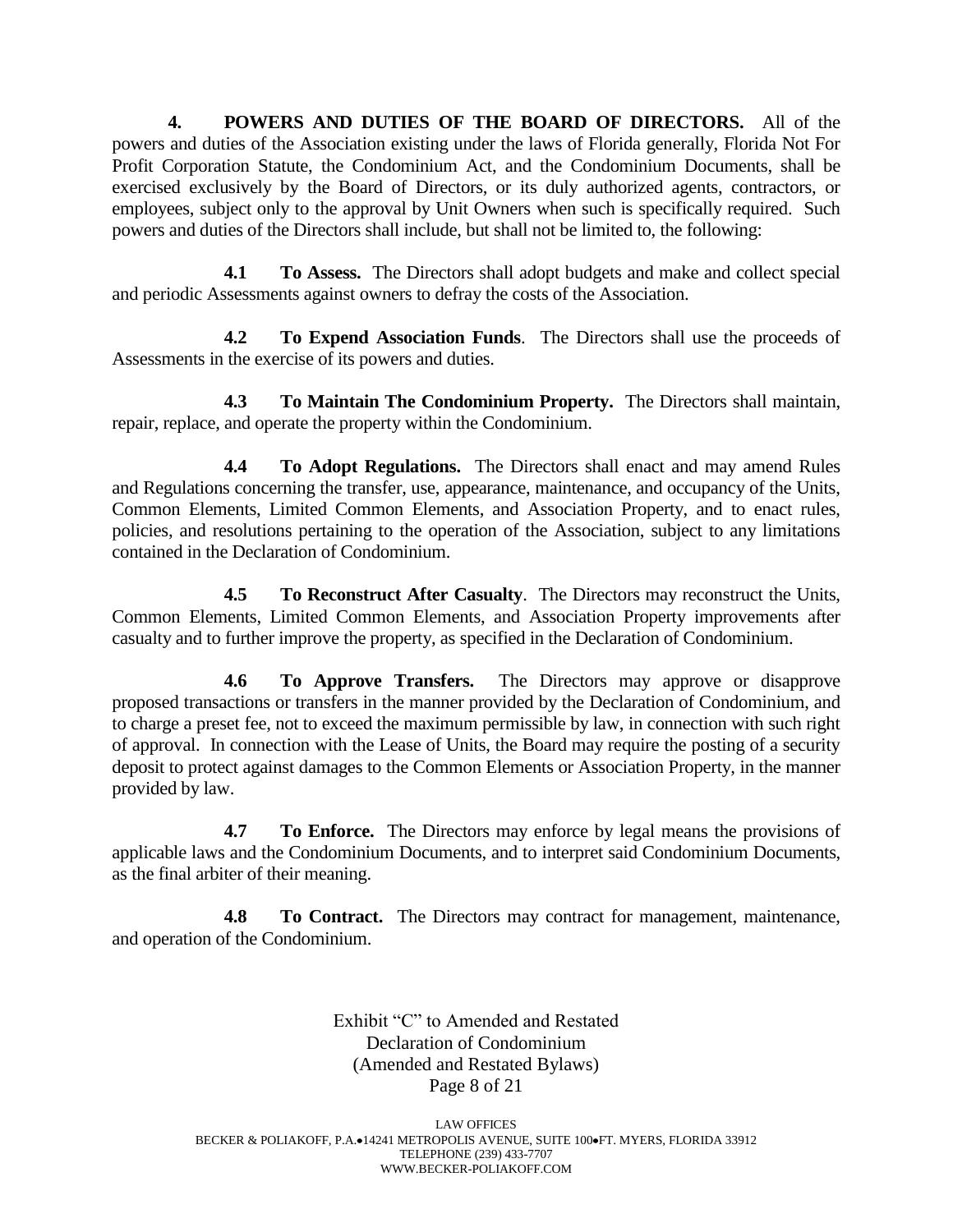**4. POWERS AND DUTIES OF THE BOARD OF DIRECTORS.** All of the powers and duties of the Association existing under the laws of Florida generally, Florida Not For Profit Corporation Statute, the Condominium Act, and the Condominium Documents, shall be exercised exclusively by the Board of Directors, or its duly authorized agents, contractors, or employees, subject only to the approval by Unit Owners when such is specifically required. Such powers and duties of the Directors shall include, but shall not be limited to, the following:

**4.1 To Assess.** The Directors shall adopt budgets and make and collect special and periodic Assessments against owners to defray the costs of the Association.

**4.2 To Expend Association Funds**. The Directors shall use the proceeds of Assessments in the exercise of its powers and duties.

**4.3 To Maintain The Condominium Property.** The Directors shall maintain, repair, replace, and operate the property within the Condominium.

**4.4 To Adopt Regulations.** The Directors shall enact and may amend Rules and Regulations concerning the transfer, use, appearance, maintenance, and occupancy of the Units, Common Elements, Limited Common Elements, and Association Property, and to enact rules, policies, and resolutions pertaining to the operation of the Association, subject to any limitations contained in the Declaration of Condominium.

**4.5 To Reconstruct After Casualty**. The Directors may reconstruct the Units, Common Elements, Limited Common Elements, and Association Property improvements after casualty and to further improve the property, as specified in the Declaration of Condominium.

**4.6 To Approve Transfers.** The Directors may approve or disapprove proposed transactions or transfers in the manner provided by the Declaration of Condominium, and to charge a preset fee, not to exceed the maximum permissible by law, in connection with such right of approval. In connection with the Lease of Units, the Board may require the posting of a security deposit to protect against damages to the Common Elements or Association Property, in the manner provided by law.

**4.7 To Enforce.** The Directors may enforce by legal means the provisions of applicable laws and the Condominium Documents, and to interpret said Condominium Documents, as the final arbiter of their meaning.

**4.8 To Contract.** The Directors may contract for management, maintenance, and operation of the Condominium.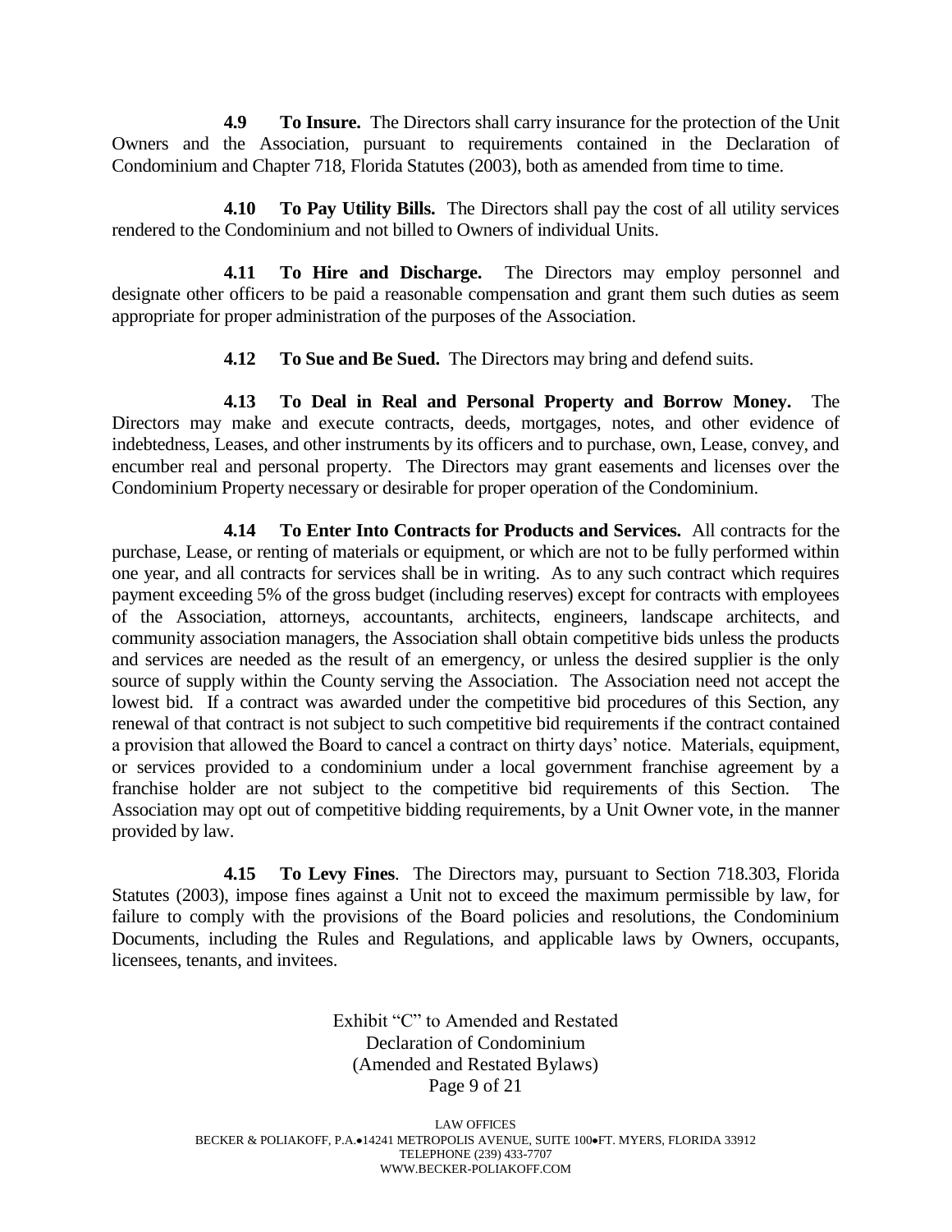**4.9 To Insure.** The Directors shall carry insurance for the protection of the Unit Owners and the Association, pursuant to requirements contained in the Declaration of Condominium and Chapter 718, Florida Statutes (2003), both as amended from time to time.

**4.10 To Pay Utility Bills.** The Directors shall pay the cost of all utility services rendered to the Condominium and not billed to Owners of individual Units.

**4.11 To Hire and Discharge.** The Directors may employ personnel and designate other officers to be paid a reasonable compensation and grant them such duties as seem appropriate for proper administration of the purposes of the Association.

**4.12 To Sue and Be Sued.** The Directors may bring and defend suits.

**4.13 To Deal in Real and Personal Property and Borrow Money.** The Directors may make and execute contracts, deeds, mortgages, notes, and other evidence of indebtedness, Leases, and other instruments by its officers and to purchase, own, Lease, convey, and encumber real and personal property. The Directors may grant easements and licenses over the Condominium Property necessary or desirable for proper operation of the Condominium.

**4.14 To Enter Into Contracts for Products and Services.** All contracts for the purchase, Lease, or renting of materials or equipment, or which are not to be fully performed within one year, and all contracts for services shall be in writing. As to any such contract which requires payment exceeding 5% of the gross budget (including reserves) except for contracts with employees of the Association, attorneys, accountants, architects, engineers, landscape architects, and community association managers, the Association shall obtain competitive bids unless the products and services are needed as the result of an emergency, or unless the desired supplier is the only source of supply within the County serving the Association. The Association need not accept the lowest bid. If a contract was awarded under the competitive bid procedures of this Section, any renewal of that contract is not subject to such competitive bid requirements if the contract contained a provision that allowed the Board to cancel a contract on thirty days' notice. Materials, equipment, or services provided to a condominium under a local government franchise agreement by a franchise holder are not subject to the competitive bid requirements of this Section. The Association may opt out of competitive bidding requirements, by a Unit Owner vote, in the manner provided by law.

**4.15 To Levy Fines**. The Directors may, pursuant to Section 718.303, Florida Statutes (2003), impose fines against a Unit not to exceed the maximum permissible by law, for failure to comply with the provisions of the Board policies and resolutions, the Condominium Documents, including the Rules and Regulations, and applicable laws by Owners, occupants, licensees, tenants, and invitees.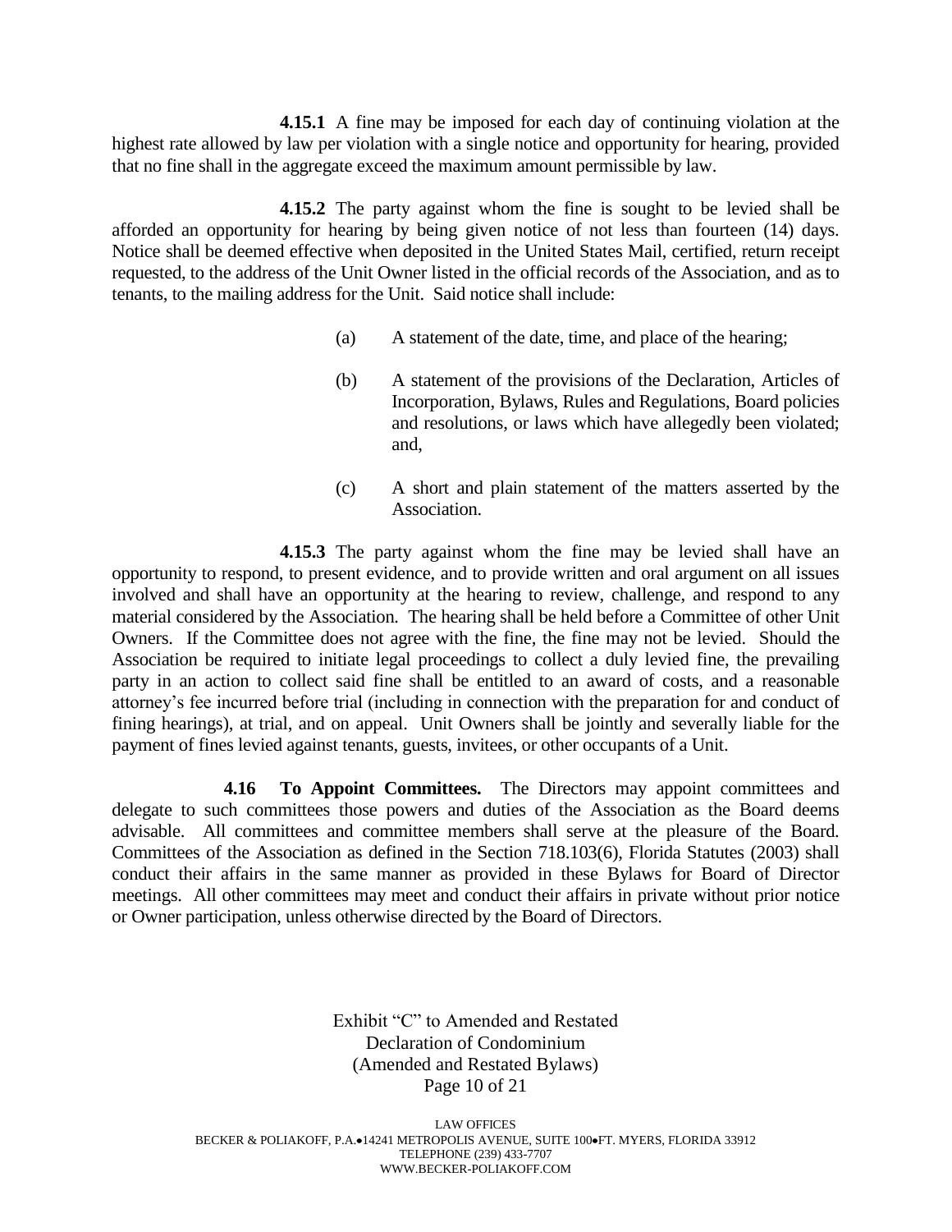**4.15.1** A fine may be imposed for each day of continuing violation at the highest rate allowed by law per violation with a single notice and opportunity for hearing, provided that no fine shall in the aggregate exceed the maximum amount permissible by law.

**4.15.2** The party against whom the fine is sought to be levied shall be afforded an opportunity for hearing by being given notice of not less than fourteen (14) days. Notice shall be deemed effective when deposited in the United States Mail, certified, return receipt requested, to the address of the Unit Owner listed in the official records of the Association, and as to tenants, to the mailing address for the Unit. Said notice shall include:

(a) A statement of the date, time, and place of the hearing;

(b) A statement of the provisions of the Declaration, Articles of Incorporation, Bylaws, Rules and Regulations, Board policies and resolutions, or laws which have allegedly been violated; and,

(c) A short and plain statement of the matters asserted by the Association.

**4.15.3** The party against whom the fine may be levied shall have an opportunity to respond, to present evidence, and to provide written and oral argument on all issues involved and shall have an opportunity at the hearing to review, challenge, and respond to any material considered by the Association. The hearing shall be held before a Committee of other Unit Owners. If the Committee does not agree with the fine, the fine may not be levied. Should the Association be required to initiate legal proceedings to collect a duly levied fine, the prevailing party in an action to collect said fine shall be entitled to an award of costs, and a reasonable attorney's fee incurred before trial (including in connection with the preparation for and conduct of fining hearings), at trial, and on appeal. Unit Owners shall be jointly and severally liable for the payment of fines levied against tenants, guests, invitees, or other occupants of a Unit.

**4.16 To Appoint Committees.** The Directors may appoint committees and delegate to such committees those powers and duties of the Association as the Board deems advisable. All committees and committee members shall serve at the pleasure of the Board. Committees of the Association as defined in the Section 718.103(6), Florida Statutes (2003) shall conduct their affairs in the same manner as provided in these Bylaws for Board of Director meetings. All other committees may meet and conduct their affairs in private without prior notice or Owner participation, unless otherwise directed by the Board of Directors.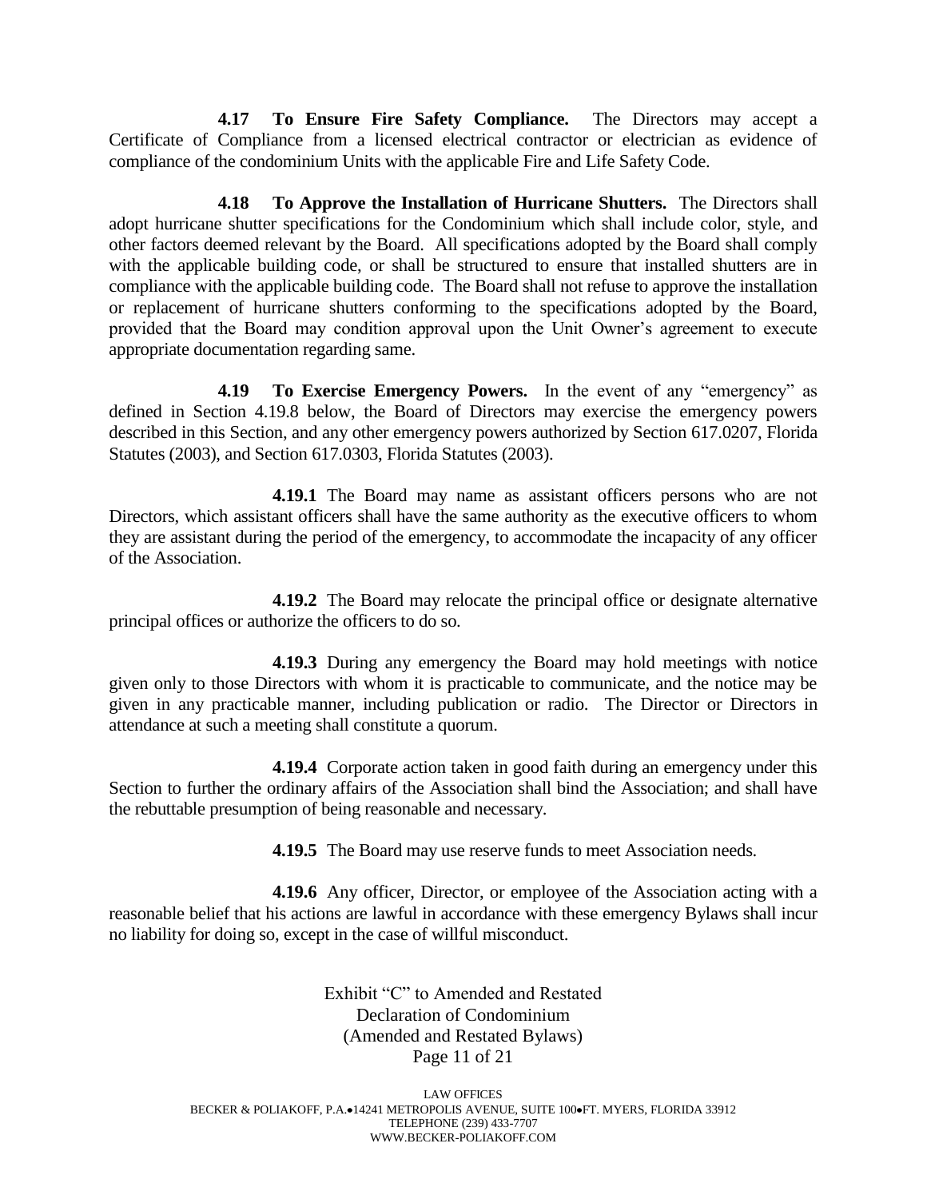**4.17 To Ensure Fire Safety Compliance.** The Directors may accept a Certificate of Compliance from a licensed electrical contractor or electrician as evidence of compliance of the condominium Units with the applicable Fire and Life Safety Code.

**4.18 To Approve the Installation of Hurricane Shutters.** The Directors shall adopt hurricane shutter specifications for the Condominium which shall include color, style, and other factors deemed relevant by the Board. All specifications adopted by the Board shall comply with the applicable building code, or shall be structured to ensure that installed shutters are in compliance with the applicable building code. The Board shall not refuse to approve the installation or replacement of hurricane shutters conforming to the specifications adopted by the Board, provided that the Board may condition approval upon the Unit Owner's agreement to execute appropriate documentation regarding same.

**4.19 To Exercise Emergency Powers.** In the event of any "emergency" as defined in Section 4.19.8 below, the Board of Directors may exercise the emergency powers described in this Section, and any other emergency powers authorized by Section 617.0207, Florida Statutes (2003), and Section 617.0303, Florida Statutes (2003).

**4.19.1** The Board may name as assistant officers persons who are not Directors, which assistant officers shall have the same authority as the executive officers to whom they are assistant during the period of the emergency, to accommodate the incapacity of any officer of the Association.

**4.19.2** The Board may relocate the principal office or designate alternative principal offices or authorize the officers to do so.

**4.19.3** During any emergency the Board may hold meetings with notice given only to those Directors with whom it is practicable to communicate, and the notice may be given in any practicable manner, including publication or radio. The Director or Directors in attendance at such a meeting shall constitute a quorum.

**4.19.4** Corporate action taken in good faith during an emergency under this Section to further the ordinary affairs of the Association shall bind the Association; and shall have the rebuttable presumption of being reasonable and necessary.

**4.19.5** The Board may use reserve funds to meet Association needs.

**4.19.6** Any officer, Director, or employee of the Association acting with a reasonable belief that his actions are lawful in accordance with these emergency Bylaws shall incur no liability for doing so, except in the case of willful misconduct.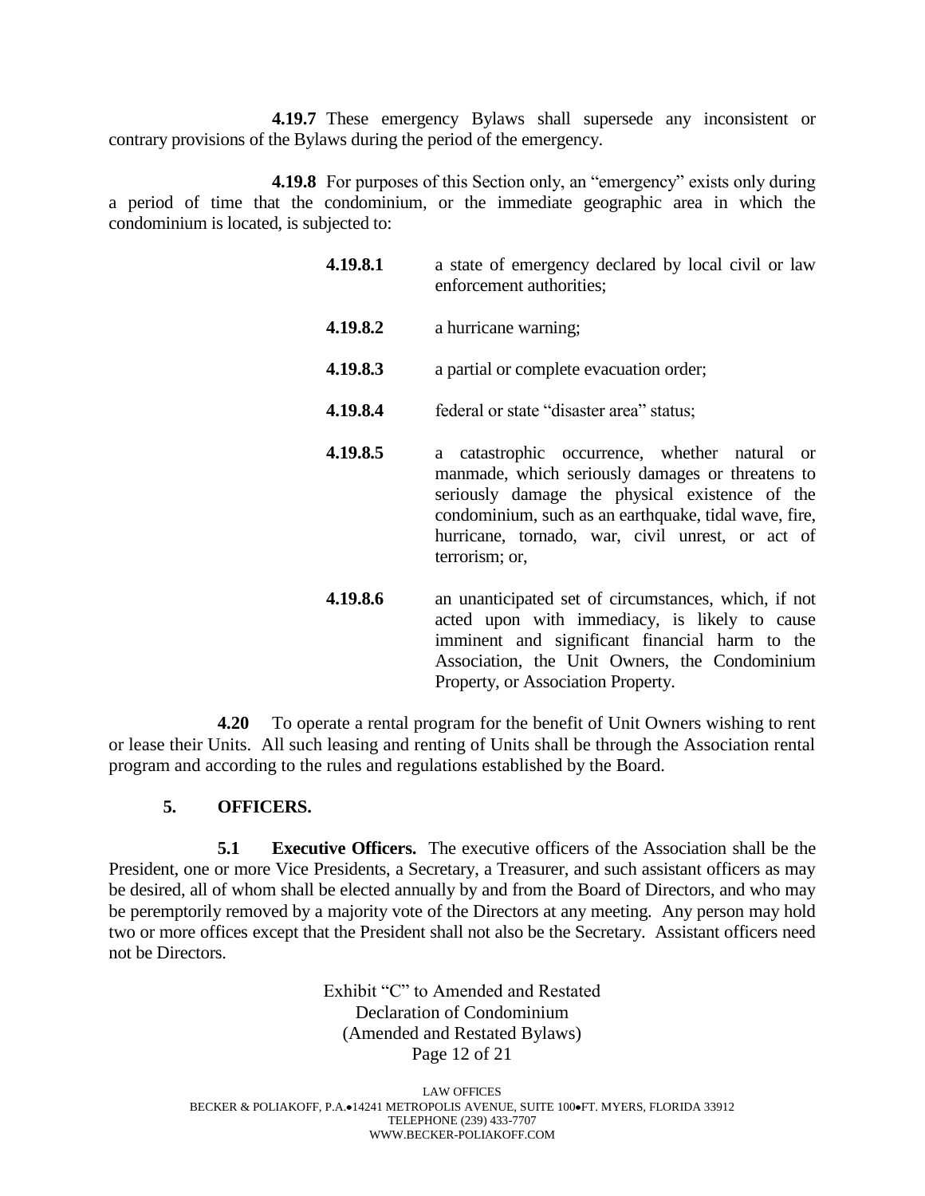**4.19.7** These emergency Bylaws shall supersede any inconsistent or contrary provisions of the Bylaws during the period of the emergency.

**4.19.8** For purposes of this Section only, an "emergency" exists only during a period of time that the condominium, or the immediate geographic area in which the condominium is located, is subjected to:

**4.19.8.1** a state of emergency declared by local civil or law enforcement authorities;

**4.19.8.2** a hurricane warning;

**4.19.8.3** a partial or complete evacuation order;

**4.19.8.4** federal or state "disaster area" status;

**4.19.8.5** a catastrophic occurrence, whether natural or manmade, which seriously damages or threatens to seriously damage the physical existence of the condominium, such as an earthquake, tidal wave, fire, hurricane, tornado, war, civil unrest, or act of terrorism; or,

**4.19.8.6** an unanticipated set of circumstances, which, if not acted upon with immediacy, is likely to cause imminent and significant financial harm to the Association, the Unit Owners, the Condominium Property, or Association Property.

**4.20** To operate a rental program for the benefit of Unit Owners wishing to rent or lease their Units. All such leasing and renting of Units shall be through the Association rental program and according to the rules and regulations established by the Board.

## 5. OFFICERS.

**5.1 Executive Officers.** The executive officers of the Association shall be the President, one or more Vice Presidents, a Secretary, a Treasurer, and such assistant officers as may be desired, all of whom shall be elected annually by and from the Board of Directors, and who may be peremptorily removed by a majority vote of the Directors at any meeting. Any person may hold two or more offices except that the President shall not also be the Secretary. Assistant officers need not be Directors.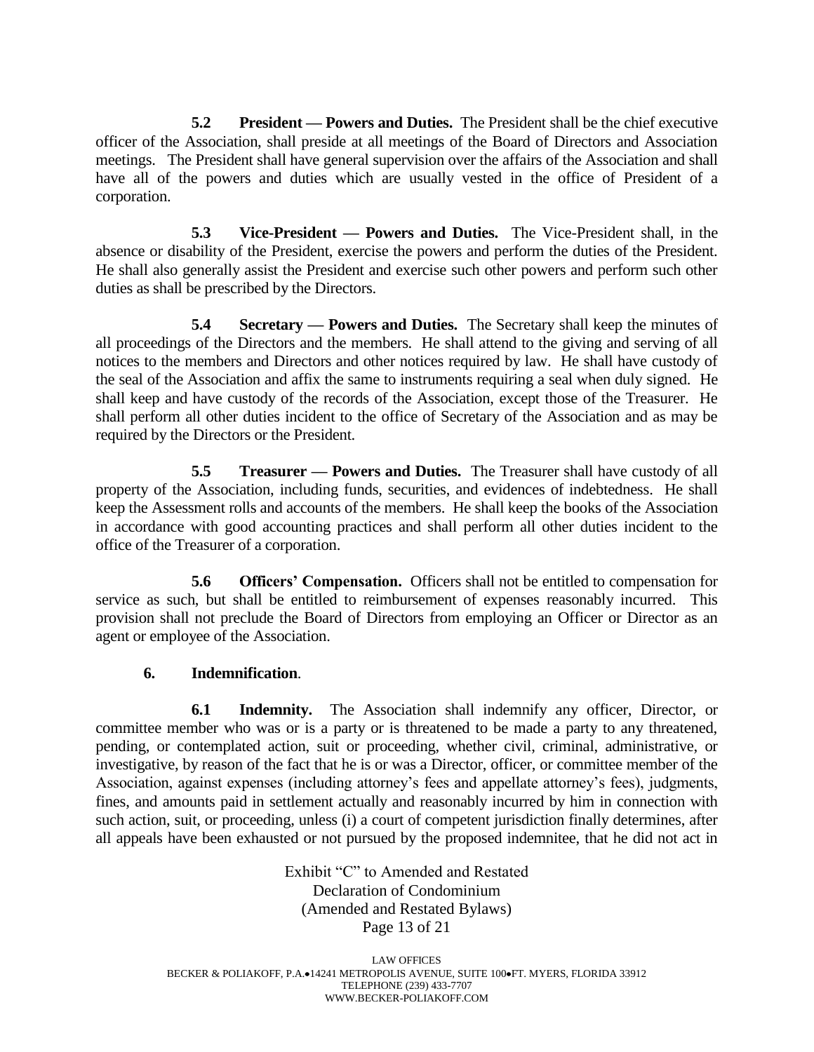**5.2 President — Powers and Duties.** The President shall be the chief executive officer of the Association, shall preside at all meetings of the Board of Directors and Association meetings. The President shall have general supervision over the affairs of the Association and shall have all of the powers and duties which are usually vested in the office of President of a corporation.

**5.3 Vice-President — Powers and Duties.** The Vice-President shall, in the absence or disability of the President, exercise the powers and perform the duties of the President. He shall also generally assist the President and exercise such other powers and perform such other duties as shall be prescribed by the Directors.

**5.4 Secretary — Powers and Duties.** The Secretary shall keep the minutes of all proceedings of the Directors and the members. He shall attend to the giving and serving of all notices to the members and Directors and other notices required by law. He shall have custody of the seal of the Association and affix the same to instruments requiring a seal when duly signed. He shall keep and have custody of the records of the Association, except those of the Treasurer. He shall perform all other duties incident to the office of Secretary of the Association and as may be required by the Directors or the President.

**5.5 Treasurer — Powers and Duties.** The Treasurer shall have custody of all property of the Association, including funds, securities, and evidences of indebtedness. He shall keep the Assessment rolls and accounts of the members. He shall keep the books of the Association in accordance with good accounting practices and shall perform all other duties incident to the office of the Treasurer of a corporation.

**5.6 Officers' Compensation.** Officers shall not be entitled to compensation for service as such, but shall be entitled to reimbursement of expenses reasonably incurred. This provision shall not preclude the Board of Directors from employing an Officer or Director as an agent or employee of the Association.

## 6. Indemnification.

**6.1 Indemnity.** The Association shall indemnify any officer, Director, or committee member who was or is a party or is threatened to be made a party to any threatened, pending, or contemplated action, suit or proceeding, whether civil, criminal, administrative, or investigative, by reason of the fact that he is or was a Director, officer, or committee member of the Association, against expenses (including attorney's fees and appellate attorney's fees), judgments, fines, and amounts paid in settlement actually and reasonably incurred by him in connection with such action, suit, or proceeding, unless (i) a court of competent jurisdiction finally determines, after all appeals have been exhausted or not pursued by the proposed indemnitee, that he did not act in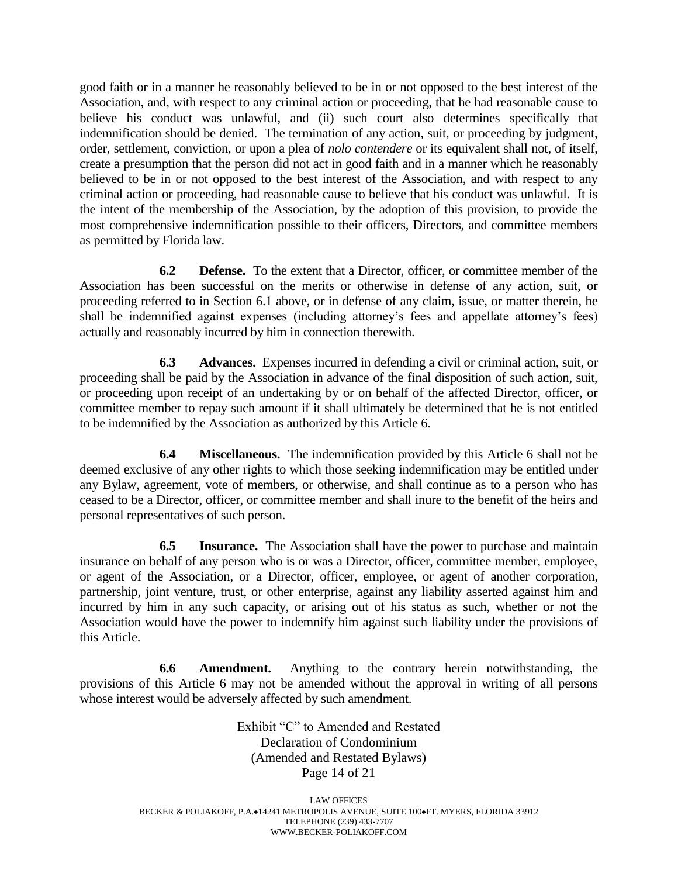good faith or in a manner he reasonably believed to be in or not opposed to the best interest of the Association, and, with respect to any criminal action or proceeding, that he had reasonable cause to believe his conduct was unlawful, and (ii) such court also determines specifically that indemnification should be denied. The termination of any action, suit, or proceeding by judgment, order, settlement, conviction, or upon a plea of *nolo contendere* or its equivalent shall not, of itself, create a presumption that the person did not act in good faith and in a manner which he reasonably believed to be in or not opposed to the best interest of the Association, and with respect to any criminal action or proceeding, had reasonable cause to believe that his conduct was unlawful. It is the intent of the membership of the Association, by the adoption of this provision, to provide the most comprehensive indemnification possible to their officers, Directors, and committee members as permitted by Florida law.

**6.2 Defense.** To the extent that a Director, officer, or committee member of the Association has been successful on the merits or otherwise in defense of any action, suit, or proceeding referred to in Section 6.1 above, or in defense of any claim, issue, or matter therein, he shall be indemnified against expenses (including attorney's fees and appellate attorney's fees) actually and reasonably incurred by him in connection therewith.

**6.3 Advances.** Expenses incurred in defending a civil or criminal action, suit, or proceeding shall be paid by the Association in advance of the final disposition of such action, suit, or proceeding upon receipt of an undertaking by or on behalf of the affected Director, officer, or committee member to repay such amount if it shall ultimately be determined that he is not entitled to be indemnified by the Association as authorized by this Article 6.

**6.4 Miscellaneous.** The indemnification provided by this Article 6 shall not be deemed exclusive of any other rights to which those seeking indemnification may be entitled under any Bylaw, agreement, vote of members, or otherwise, and shall continue as to a person who has ceased to be a Director, officer, or committee member and shall inure to the benefit of the heirs and personal representatives of such person.

**6.5 Insurance.** The Association shall have the power to purchase and maintain insurance on behalf of any person who is or was a Director, officer, committee member, employee, or agent of the Association, or a Director, officer, employee, or agent of another corporation, partnership, joint venture, trust, or other enterprise, against any liability asserted against him and incurred by him in any such capacity, or arising out of his status as such, whether or not the Association would have the power to indemnify him against such liability under the provisions of this Article.

**6.6 Amendment.** Anything to the contrary herein notwithstanding, the provisions of this Article 6 may not be amended without the approval in writing of all persons whose interest would be adversely affected by such amendment.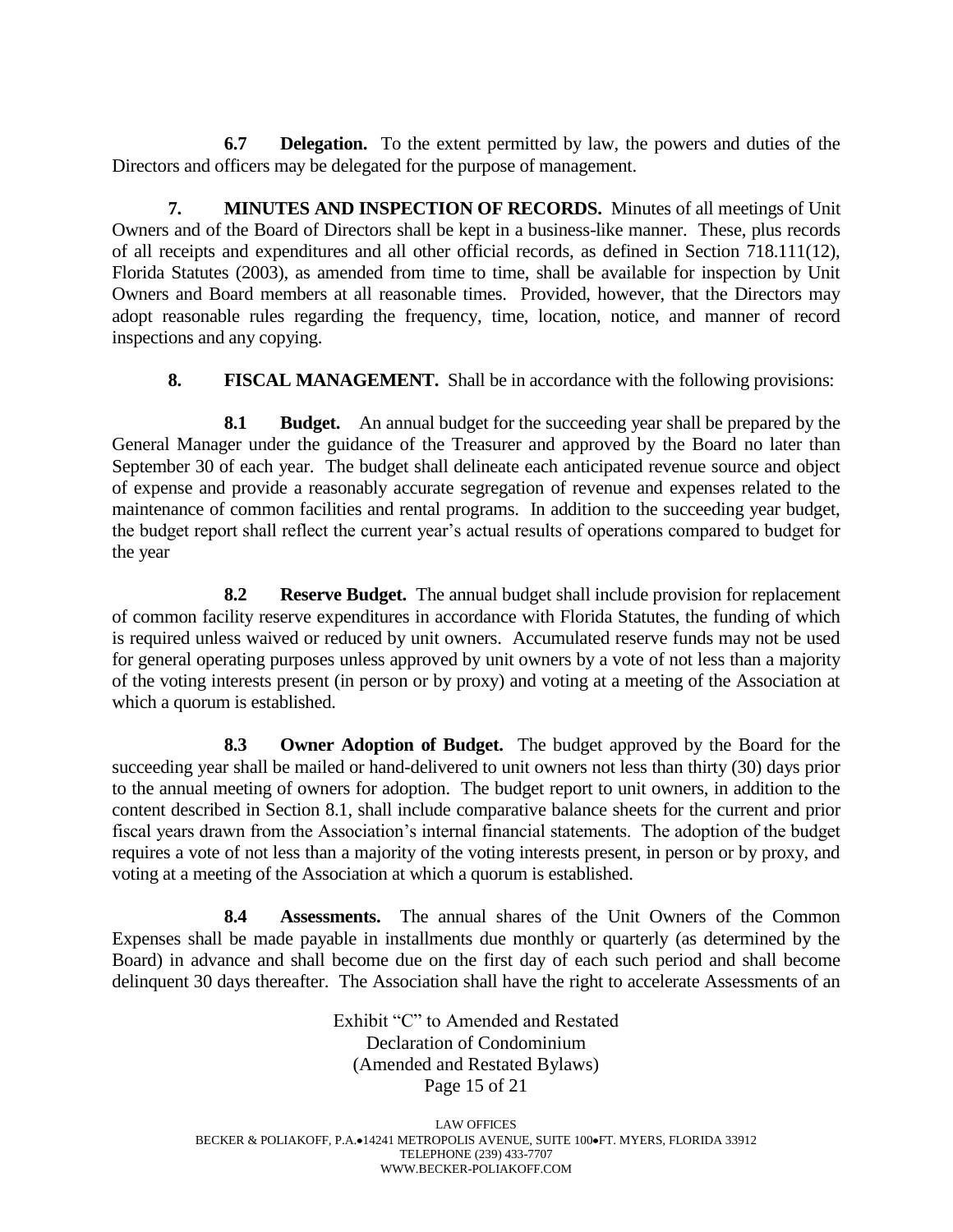**6.7 Delegation.** To the extent permitted by law, the powers and duties of the Directors and officers may be delegated for the purpose of management.

**7. MINUTES AND INSPECTION OF RECORDS.** Minutes of all meetings of Unit Owners and of the Board of Directors shall be kept in a business-like manner. These, plus records of all receipts and expenditures and all other official records, as defined in Section 718.111(12), Florida Statutes (2003), as amended from time to time, shall be available for inspection by Unit Owners and Board members at all reasonable times. Provided, however, that the Directors may adopt reasonable rules regarding the frequency, time, location, notice, and manner of record inspections and any copying.

**8. FISCAL MANAGEMENT.** Shall be in accordance with the following provisions:

**8.1 Budget.** An annual budget for the succeeding year shall be prepared by the General Manager under the guidance of the Treasurer and approved by the Board no later than September 30 of each year. The budget shall delineate each anticipated revenue source and object of expense and provide a reasonably accurate segregation of revenue and expenses related to the maintenance of common facilities and rental programs. In addition to the succeeding year budget, the budget report shall reflect the current year's actual results of operations compared to budget for the year

**8.2 Reserve Budget.** The annual budget shall include provision for replacement of common facility reserve expenditures in accordance with Florida Statutes, the funding of which is required unless waived or reduced by unit owners. Accumulated reserve funds may not be used for general operating purposes unless approved by unit owners by a vote of not less than a majority of the voting interests present (in person or by proxy) and voting at a meeting of the Association at which a quorum is established.

**8.3 Owner Adoption of Budget.** The budget approved by the Board for the succeeding year shall be mailed or hand-delivered to unit owners not less than thirty (30) days prior to the annual meeting of owners for adoption. The budget report to unit owners, in addition to the content described in Section 8.1, shall include comparative balance sheets for the current and prior fiscal years drawn from the Association's internal financial statements. The adoption of the budget requires a vote of not less than a majority of the voting interests present, in person or by proxy, and voting at a meeting of the Association at which a quorum is established.

**8.4 Assessments.** The annual shares of the Unit Owners of the Common Expenses shall be made payable in installments due monthly or quarterly (as determined by the Board) in advance and shall become due on the first day of each such period and shall become delinquent 30 days thereafter. The Association shall have the right to accelerate Assessments of an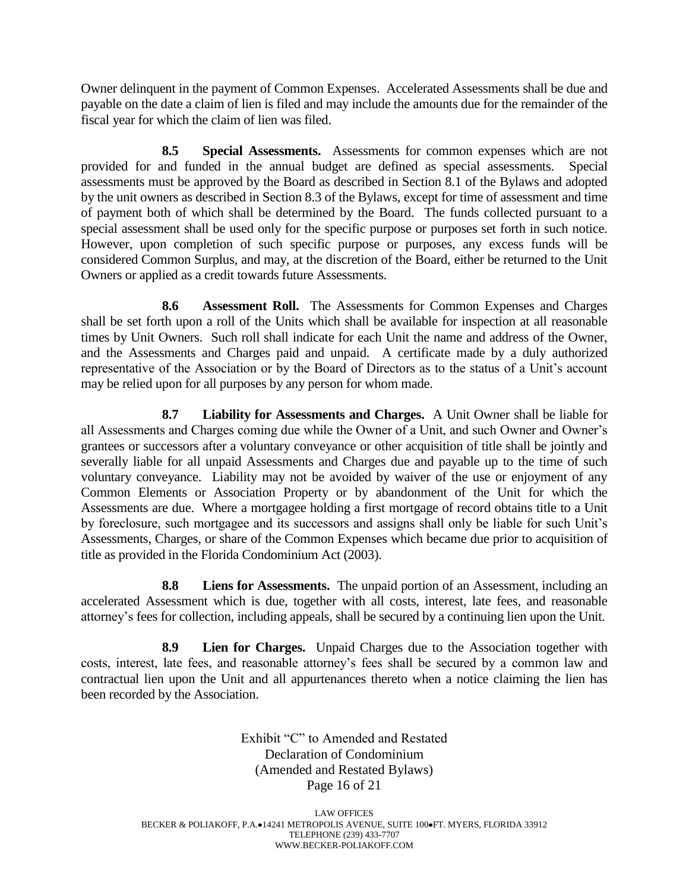Owner delinquent in the payment of Common Expenses. Accelerated Assessments shall be due and payable on the date a claim of lien is filed and may include the amounts due for the remainder of the fiscal year for which the claim of lien was filed.

**8.5 Special Assessments.** Assessments for common expenses which are not provided for and funded in the annual budget are defined as special assessments. Special assessments must be approved by the Board as described in Section 8.1 of the Bylaws and adopted by the unit owners as described in Section 8.3 of the Bylaws, except for time of assessment and time of payment both of which shall be determined by the Board. The funds collected pursuant to a special assessment shall be used only for the specific purpose or purposes set forth in such notice. However, upon completion of such specific purpose or purposes, any excess funds will be considered Common Surplus, and may, at the discretion of the Board, either be returned to the Unit Owners or applied as a credit towards future Assessments.

**8.6 Assessment Roll.** The Assessments for Common Expenses and Charges shall be set forth upon a roll of the Units which shall be available for inspection at all reasonable times by Unit Owners. Such roll shall indicate for each Unit the name and address of the Owner, and the Assessments and Charges paid and unpaid. A certificate made by a duly authorized representative of the Association or by the Board of Directors as to the status of a Unit's account may be relied upon for all purposes by any person for whom made.

**8.7 Liability for Assessments and Charges.** A Unit Owner shall be liable for all Assessments and Charges coming due while the Owner of a Unit, and such Owner and Owner's grantees or successors after a voluntary conveyance or other acquisition of title shall be jointly and severally liable for all unpaid Assessments and Charges due and payable up to the time of such voluntary conveyance. Liability may not be avoided by waiver of the use or enjoyment of any Common Elements or Association Property or by abandonment of the Unit for which the Assessments are due. Where a mortgagee holding a first mortgage of record obtains title to a Unit by foreclosure, such mortgagee and its successors and assigns shall only be liable for such Unit's Assessments, Charges, or share of the Common Expenses which became due prior to acquisition of title as provided in the Florida Condominium Act (2003).

**8.8 Liens for Assessments.** The unpaid portion of an Assessment, including an accelerated Assessment which is due, together with all costs, interest, late fees, and reasonable attorney's fees for collection, including appeals, shall be secured by a continuing lien upon the Unit.

**8.9 Lien for Charges.** Unpaid Charges due to the Association together with costs, interest, late fees, and reasonable attorney's fees shall be secured by a common law and contractual lien upon the Unit and all appurtenances thereto when a notice claiming the lien has been recorded by the Association.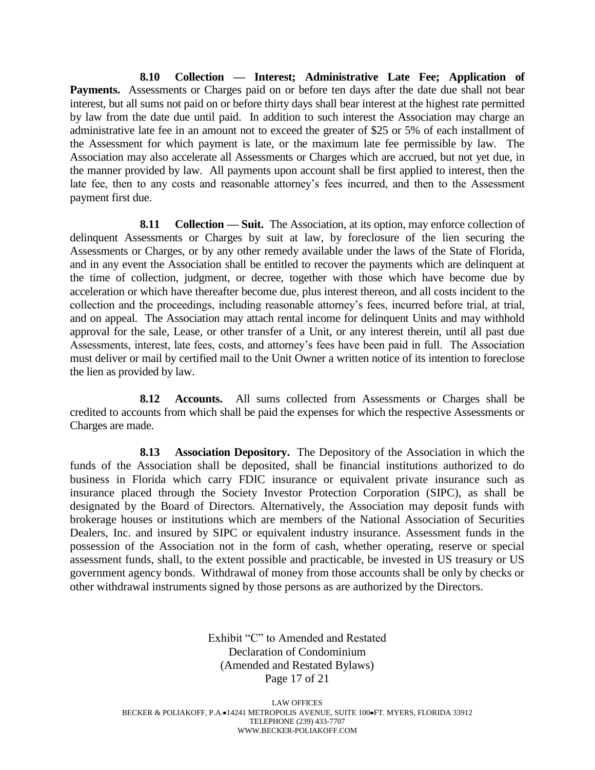**8.10 Collection — Interest; Administrative Late Fee; Application of Payments.** Assessments or Charges paid on or before ten days after the date due shall not bear interest, but all sums not paid on or before thirty days shall bear interest at the highest rate permitted by law from the date due until paid. In addition to such interest the Association may charge an administrative late fee in an amount not to exceed the greater of $25 or 5% of each installment of the Assessment for which payment is late, or the maximum late fee permissible by law. The Association may also accelerate all Assessments or Charges which are accrued, but not yet due, in the manner provided by law. All payments upon account shall be first applied to interest, then the late fee, then to any costs and reasonable attorney's fees incurred, and then to the Assessment payment first due.

**8.11 Collection — Suit.** The Association, at its option, may enforce collection of delinquent Assessments or Charges by suit at law, by foreclosure of the lien securing the Assessments or Charges, or by any other remedy available under the laws of the State of Florida, and in any event the Association shall be entitled to recover the payments which are delinquent at the time of collection, judgment, or decree, together with those which have become due by acceleration or which have thereafter become due, plus interest thereon, and all costs incident to the collection and the proceedings, including reasonable attorney's fees, incurred before trial, at trial, and on appeal. The Association may attach rental income for delinquent Units and may withhold approval for the sale, Lease, or other transfer of a Unit, or any interest therein, until all past due Assessments, interest, late fees, costs, and attorney's fees have been paid in full. The Association must deliver or mail by certified mail to the Unit Owner a written notice of its intention to foreclose the lien as provided by law.

**8.12 Accounts.** All sums collected from Assessments or Charges shall be credited to accounts from which shall be paid the expenses for which the respective Assessments or Charges are made.

**8.13 Association Depository.** The Depository of the Association in which the funds of the Association shall be deposited, shall be financial institutions authorized to do business in Florida which carry FDIC insurance or equivalent private insurance such as insurance placed through the Society Investor Protection Corporation (SIPC), as shall be designated by the Board of Directors. Alternatively, the Association may deposit funds with brokerage houses or institutions which are members of the National Association of Securities Dealers, Inc. and insured by SIPC or equivalent industry insurance. Assessment funds in the possession of the Association not in the form of cash, whether operating, reserve or special assessment funds, shall, to the extent possible and practicable, be invested in US treasury or US government agency bonds. Withdrawal of money from those accounts shall be only by checks or other withdrawal instruments signed by those persons as are authorized by the Directors.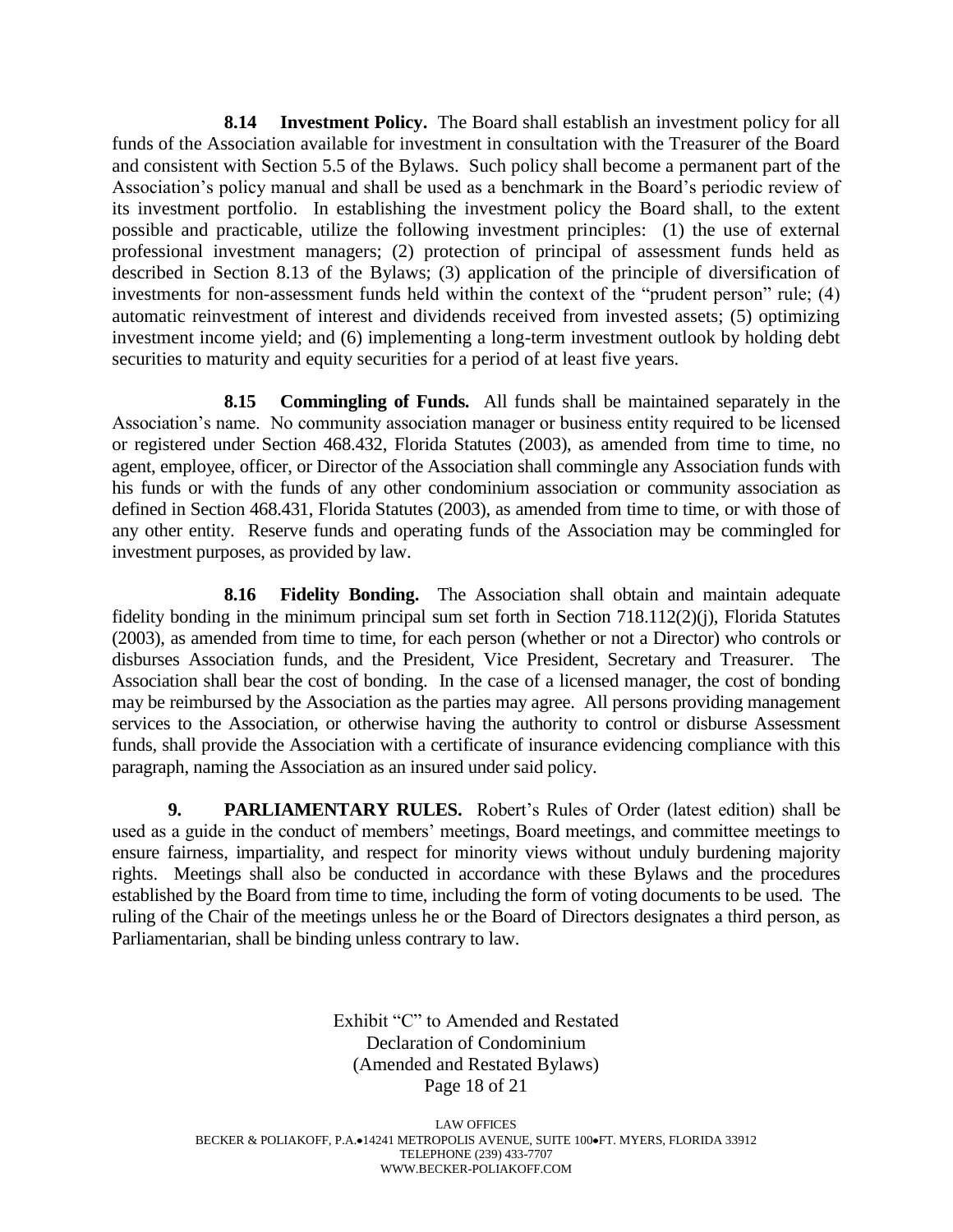**8.14 Investment Policy.** The Board shall establish an investment policy for all funds of the Association available for investment in consultation with the Treasurer of the Board and consistent with Section 5.5 of the Bylaws. Such policy shall become a permanent part of the Association's policy manual and shall be used as a benchmark in the Board's periodic review of its investment portfolio. In establishing the investment policy the Board shall, to the extent possible and practicable, utilize the following investment principles: (1) the use of external professional investment managers; (2) protection of principal of assessment funds held as described in Section 8.13 of the Bylaws; (3) application of the principle of diversification of investments for non-assessment funds held within the context of the "prudent person" rule; (4) automatic reinvestment of interest and dividends received from invested assets; (5) optimizing investment income yield; and (6) implementing a long-term investment outlook by holding debt securities to maturity and equity securities for a period of at least five years.

**8.15 Commingling of Funds.** All funds shall be maintained separately in the Association's name. No community association manager or business entity required to be licensed or registered under Section 468.432, Florida Statutes (2003), as amended from time to time, no agent, employee, officer, or Director of the Association shall commingle any Association funds with his funds or with the funds of any other condominium association or community association as defined in Section 468.431, Florida Statutes (2003), as amended from time to time, or with those of any other entity. Reserve funds and operating funds of the Association may be commingled for investment purposes, as provided by law.

**8.16 Fidelity Bonding.** The Association shall obtain and maintain adequate fidelity bonding in the minimum principal sum set forth in Section 718.112(2)(j), Florida Statutes (2003), as amended from time to time, for each person (whether or not a Director) who controls or disburses Association funds, and the President, Vice President, Secretary and Treasurer. The Association shall bear the cost of bonding. In the case of a licensed manager, the cost of bonding may be reimbursed by the Association as the parties may agree. All persons providing management services to the Association, or otherwise having the authority to control or disburse Assessment funds, shall provide the Association with a certificate of insurance evidencing compliance with this paragraph, naming the Association as an insured under said policy.

**9. PARLIAMENTARY RULES.** Robert's Rules of Order (latest edition) shall be used as a guide in the conduct of members' meetings, Board meetings, and committee meetings to ensure fairness, impartiality, and respect for minority views without unduly burdening majority rights. Meetings shall also be conducted in accordance with these Bylaws and the procedures established by the Board from time to time, including the form of voting documents to be used. The ruling of the Chair of the meetings unless he or the Board of Directors designates a third person, as Parliamentarian, shall be binding unless contrary to law.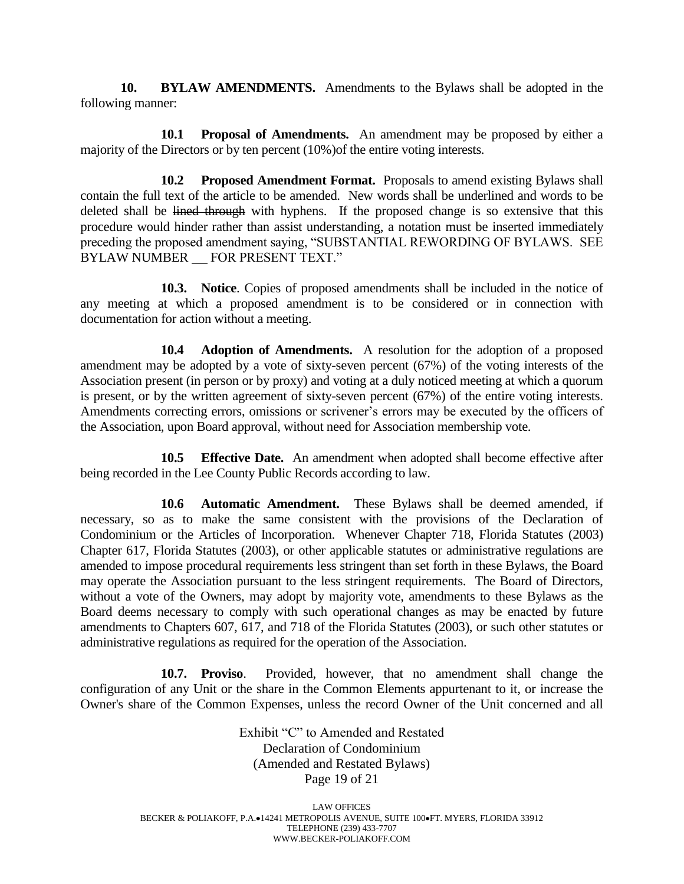**10. BYLAW AMENDMENTS.** Amendments to the Bylaws shall be adopted in the following manner:

**10.1 Proposal of Amendments.** An amendment may be proposed by either a majority of the Directors or by ten percent (10%)of the entire voting interests.

**10.2 Proposed Amendment Format.** Proposals to amend existing Bylaws shall contain the full text of the article to be amended. New words shall be underlined and words to be deleted shall be ~~lined through~~ with hyphens. If the proposed change is so extensive that this procedure would hinder rather than assist understanding, a notation must be inserted immediately preceding the proposed amendment saying, "SUBSTANTIAL REWORDING OF BYLAWS. SEE BYLAW NUMBER \_\_ FOR PRESENT TEXT."

**10.3. Notice**. Copies of proposed amendments shall be included in the notice of any meeting at which a proposed amendment is to be considered or in connection with documentation for action without a meeting.

**10.4 Adoption of Amendments.** A resolution for the adoption of a proposed amendment may be adopted by a vote of sixty-seven percent (67%) of the voting interests of the Association present (in person or by proxy) and voting at a duly noticed meeting at which a quorum is present, or by the written agreement of sixty-seven percent (67%) of the entire voting interests. Amendments correcting errors, omissions or scrivener's errors may be executed by the officers of the Association, upon Board approval, without need for Association membership vote.

**10.5 Effective Date.** An amendment when adopted shall become effective after being recorded in the Lee County Public Records according to law.

**10.6 Automatic Amendment.** These Bylaws shall be deemed amended, if necessary, so as to make the same consistent with the provisions of the Declaration of Condominium or the Articles of Incorporation. Whenever Chapter 718, Florida Statutes (2003) Chapter 617, Florida Statutes (2003), or other applicable statutes or administrative regulations are amended to impose procedural requirements less stringent than set forth in these Bylaws, the Board may operate the Association pursuant to the less stringent requirements. The Board of Directors, without a vote of the Owners, may adopt by majority vote, amendments to these Bylaws as the Board deems necessary to comply with such operational changes as may be enacted by future amendments to Chapters 607, 617, and 718 of the Florida Statutes (2003), or such other statutes or administrative regulations as required for the operation of the Association.

**10.7. Proviso**. Provided, however, that no amendment shall change the configuration of any Unit or the share in the Common Elements appurtenant to it, or increase the Owner's share of the Common Expenses, unless the record Owner of the Unit concerned and all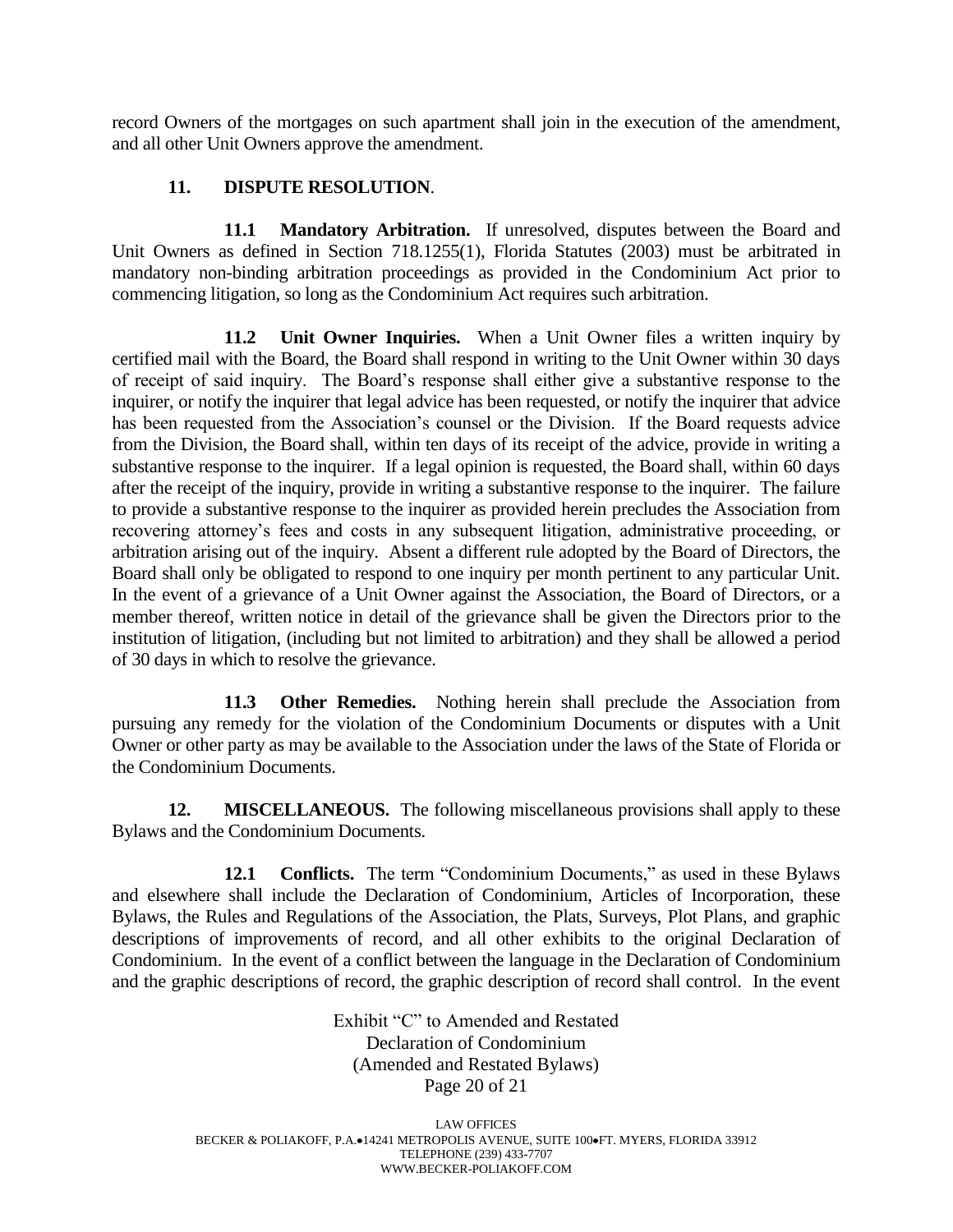record Owners of the mortgages on such apartment shall join in the execution of the amendment, and all other Unit Owners approve the amendment.

**11. DISPUTE RESOLUTION**.

**11.1 Mandatory Arbitration.** If unresolved, disputes between the Board and Unit Owners as defined in Section 718.1255(1), Florida Statutes (2003) must be arbitrated in mandatory non-binding arbitration proceedings as provided in the Condominium Act prior to commencing litigation, so long as the Condominium Act requires such arbitration.

**11.2 Unit Owner Inquiries.** When a Unit Owner files a written inquiry by certified mail with the Board, the Board shall respond in writing to the Unit Owner within 30 days of receipt of said inquiry. The Board's response shall either give a substantive response to the inquirer, or notify the inquirer that legal advice has been requested, or notify the inquirer that advice has been requested from the Association's counsel or the Division. If the Board requests advice from the Division, the Board shall, within ten days of its receipt of the advice, provide in writing a substantive response to the inquirer. If a legal opinion is requested, the Board shall, within 60 days after the receipt of the inquiry, provide in writing a substantive response to the inquirer. The failure to provide a substantive response to the inquirer as provided herein precludes the Association from recovering attorney's fees and costs in any subsequent litigation, administrative proceeding, or arbitration arising out of the inquiry. Absent a different rule adopted by the Board of Directors, the Board shall only be obligated to respond to one inquiry per month pertinent to any particular Unit. In the event of a grievance of a Unit Owner against the Association, the Board of Directors, or a member thereof, written notice in detail of the grievance shall be given the Directors prior to the institution of litigation, (including but not limited to arbitration) and they shall be allowed a period of 30 days in which to resolve the grievance.

**11.3 Other Remedies.** Nothing herein shall preclude the Association from pursuing any remedy for the violation of the Condominium Documents or disputes with a Unit Owner or other party as may be available to the Association under the laws of the State of Florida or the Condominium Documents.

**12. MISCELLANEOUS.** The following miscellaneous provisions shall apply to these Bylaws and the Condominium Documents.

**12.1 Conflicts.** The term "Condominium Documents," as used in these Bylaws and elsewhere shall include the Declaration of Condominium, Articles of Incorporation, these Bylaws, the Rules and Regulations of the Association, the Plats, Surveys, Plot Plans, and graphic descriptions of improvements of record, and all other exhibits to the original Declaration of Condominium. In the event of a conflict between the language in the Declaration of Condominium and the graphic descriptions of record, the graphic description of record shall control. In the event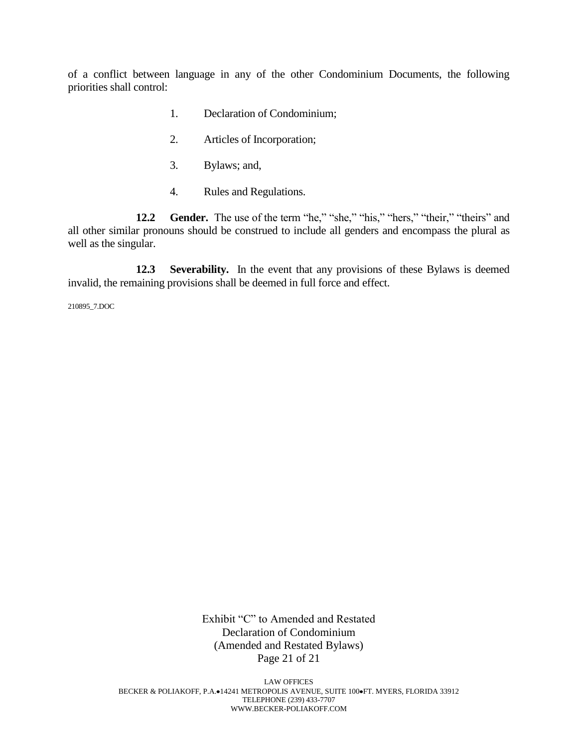of a conflict between language in any of the other Condominium Documents, the following priorities shall control:

1. Declaration of Condominium;
2. Articles of Incorporation;
3. Bylaws; and,
4. Rules and Regulations.

**12.2 Gender.** The use of the term "he," "she," "his," "hers," "their," "theirs" and all other similar pronouns should be construed to include all genders and encompass the plural as well as the singular.

**12.3 Severability.** In the event that any provisions of these Bylaws is deemed invalid, the remaining provisions shall be deemed in full force and effect.

210895_7.DOC